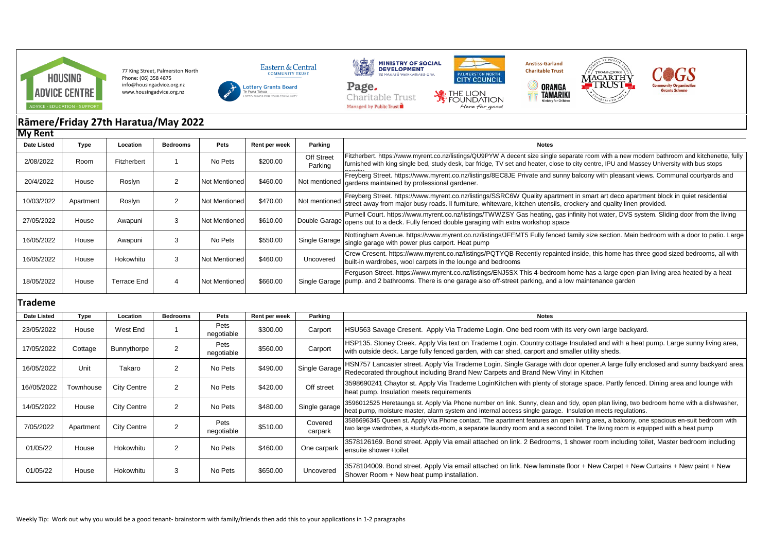HOUSING ADVICE CENTRE
ADVICE · EDUCATION · SUPPORT

77 King Street, Palmerston North
Phone: (06) 358 4875
info@housingadvice.org.nz
www.housingadvice.org.nz

# Rāmere/Friday 27th Haratua/May 2022

## My Rent

| Date Listed | Type | Location | Bedrooms | Pets | Rent per week | Parking | Notes |
|---|---|---|---|---|---|---|---|
| 2/08/2022 | Room | Fitzherbert | 1 | No Pets | $200.00 | Off Street Parking | Fitzherbert. https://www.myrent.co.nz/listings/QU9PYW A decent size single separate room with a new modern bathroom and kitchenette, fully furnished with king single bed, study desk, bar fridge, TV set and heater, close to city centre, IPU and Massey University with bus stops nearby |
| 20/4/2022 | House | Roslyn | 2 | Not Mentioned | $460.00 | Not mentioned | Freyberg Street. https://www.myrent.co.nz/listings/8EC8JE Private and sunny balcony with pleasant views. Communal courtyards and gardens maintained by professional gardener. |
| 10/03/2022 | Apartment | Roslyn | 2 | Not Mentioned | $470.00 | Not mentioned | Freyberg Street. https://www.myrent.co.nz/listings/SSRC6W Quality apartment in smart art deco apartment block in quiet residential street away from major busy roads. ll furniture, whiteware, kitchen utensils, crockery and quality linen provided. |
| 27/05/2022 | House | Awapuni | 3 | Not Mentioned | $610.00 | Double Garage | Purnell Court. https://www.myrent.co.nz/listings/TWWZSY Gas heating, gas infinity hot water, DVS system. Sliding door from the living opens out to a deck. Fully fenced double garaging with extra workshop space |
| 16/05/2022 | House | Awapuni | 3 | No Pets | $550.00 | Single Garage | Nottingham Avenue. https://www.myrent.co.nz/listings/JFEMT5 Fully fenced family size section. Main bedroom with a door to patio. Large single garage with power plus carport. Heat pump |
| 16/05/2022 | House | Hokowhitu | 3 | Not Mentioned | $460.00 | Uncovered | Crew Cresent. https://www.myrent.co.nz/listings/PQTYQB Recently repainted inside, this home has three good sized bedrooms, all with built-in wardrobes, wool carpets in the lounge and bedrooms |
| 18/05/2022 | House | Terrace End | 4 | Not Mentioned | $660.00 | Single Garage | Ferguson Street. https://www.myrent.co.nz/listings/ENJ5SX This 4-bedroom home has a large open-plan living area heated by a heat pump. and 2 bathrooms. There is one garage also off-street parking, and a low maintenance garden |

## Trademe

| Date Listed | Type | Location | Bedrooms | Pets | Rent per week | Parking | Notes |
|---|---|---|---|---|---|---|---|
| 23/05/2022 | House | West End | 1 | Pets negotiable | $300.00 | Carport | HSU563 Savage Cresent. Apply Via Trademe Login. One bed room with its very own large backyard. |
| 17/05/2022 | Cottage | Bunnythorpe | 2 | Pets negotiable | $560.00 | Carport | HSP135. Stoney Creek. Apply Via text on Trademe Login. Country cottage Insulated and with a heat pump. Large sunny living area, with outside deck. Large fully fenced garden, with car shed, carport and smaller utility sheds. |
| 16/05/2022 | Unit | Takaro | 2 | No Pets | $490.00 | Single Garage | HSN757 Lancaster street. Apply Via Trademe Login. Single Garage with door opener.A large fully enclosed and sunny backyard area. Redecorated throughout including Brand New Carpets and Brand New Vinyl in Kitchen |
| 16//05/2022 | Townhouse | City Centre | 2 | No Pets | $420.00 | Off street | 3598690241 Chaytor st. Apply Via Trademe LoginKitchen with plenty of storage space. Partly fenced. Dining area and lounge with heat pump. Insulation meets requirements |
| 14/05/2022 | House | City Centre | 2 | No Pets | $480.00 | Single garage | 3596012525 Heretaunga st. Apply Via Phone number on link. Sunny, clean and tidy, open plan living, two bedroom home with a dishwasher, heat pump, moisture master, alarm system and internal access single garage. Insulation meets regulations. |
| 7/05/2022 | Apartment | City Centre | 2 | Pets negotiable | $510.00 | Covered carpark | 3586696345 Queen st. Apply Via Phone contact. The apartment features an open living area, a balcony, one spacious en-suite bedroom with two large wardrobes, a study/kids-room, a separate laundry room and a second toilet. The living room is equipped with a heat pump |
| 01/05/22 | House | Hokowhitu | 2 | No Pets | $460.00 | One carpark | 3578126169. Bond street. Apply Via email attached on link. 2 Bedrooms, 1 shower room including toilet, Master bedroom including ensuite shower+toilet |
| 01/05/22 | House | Hokowhitu | 3 | No Pets | $650.00 | Uncovered | 3578104009. Bond street. Apply Via email attached on link. New laminate floor + New Carpet + New Curtains + New paint + New Shower Room + New heat pump installation. |

Weekly Tip: Work out why you would be a good tenant- brainstorm with family/friends then add this to your applications in 1-2 paragraphs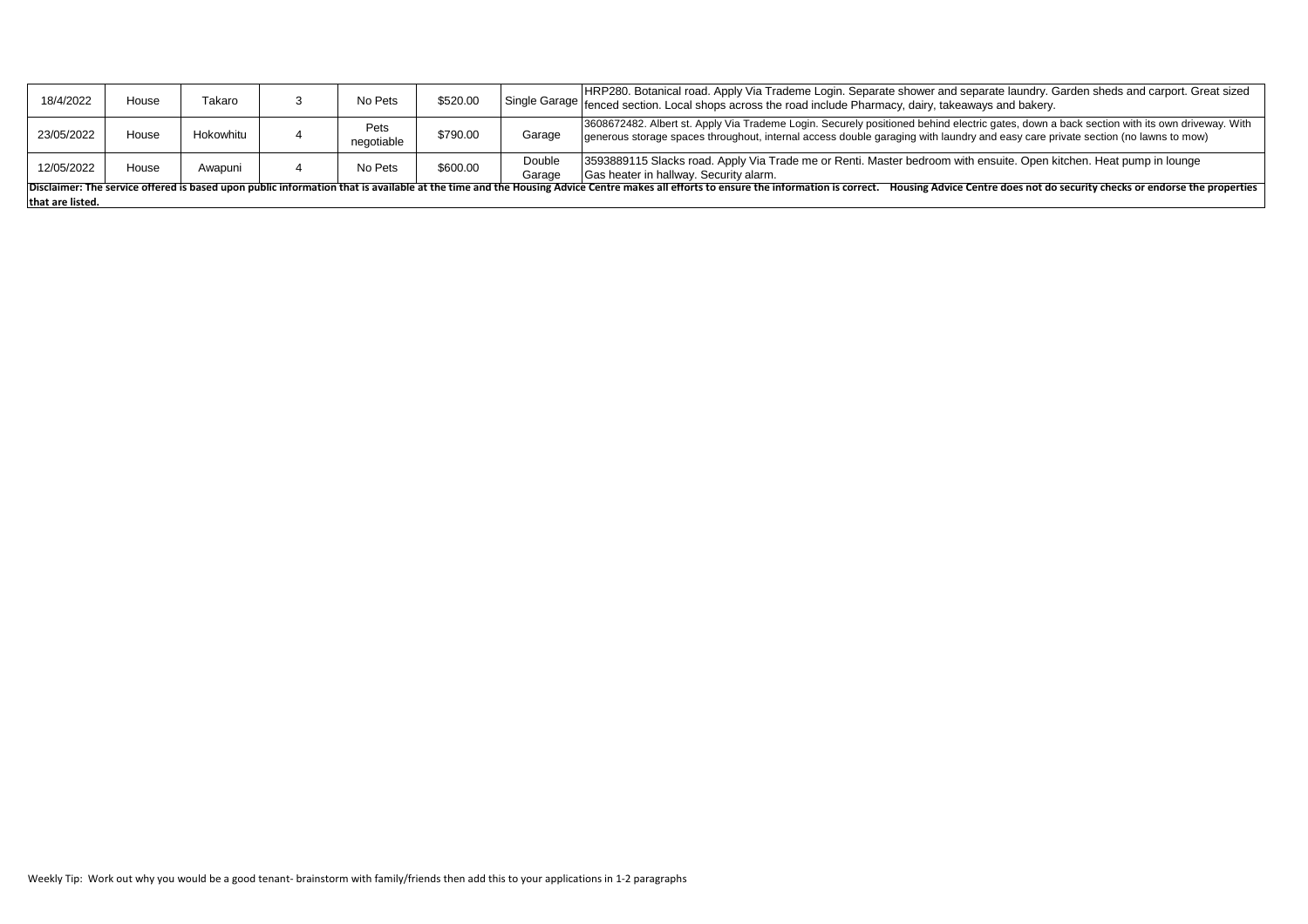| | | | | | | | |
|---|---|---|---|---|---|---|---|
| 18/4/2022 | House | Takaro | 3 | No Pets | $520.00 | Single Garage | HRP280. Botanical road. Apply Via Trademe Login. Separate shower and separate laundry. Garden sheds and carport. Great sized fenced section. Local shops across the road include Pharmacy, dairy, takeaways and bakery. |
| 23/05/2022 | House | Hokowhitu | 4 | Pets negotiable | $790.00 | Garage | 3608672482. Albert st. Apply Via Trademe Login. Securely positioned behind electric gates, down a back section with its own driveway. With generous storage spaces throughout, internal access double garaging with laundry and easy care private section (no lawns to mow) |
| 12/05/2022 | House | Awapuni | 4 | No Pets | $600.00 | Double Garage | 3593889115 Slacks road. Apply Via Trade me or Renti. Master bedroom with ensuite. Open kitchen. Heat pump in lounge Gas heater in hallway. Security alarm. |

**Disclaimer: The service offered is based upon public information that is available at the time and the Housing Advice Centre makes all efforts to ensure the information is correct. Housing Advice Centre does not do security checks or endorse the properties that are listed.**

Weekly Tip: Work out why you would be a good tenant- brainstorm with family/friends then add this to your applications in 1-2 paragraphs